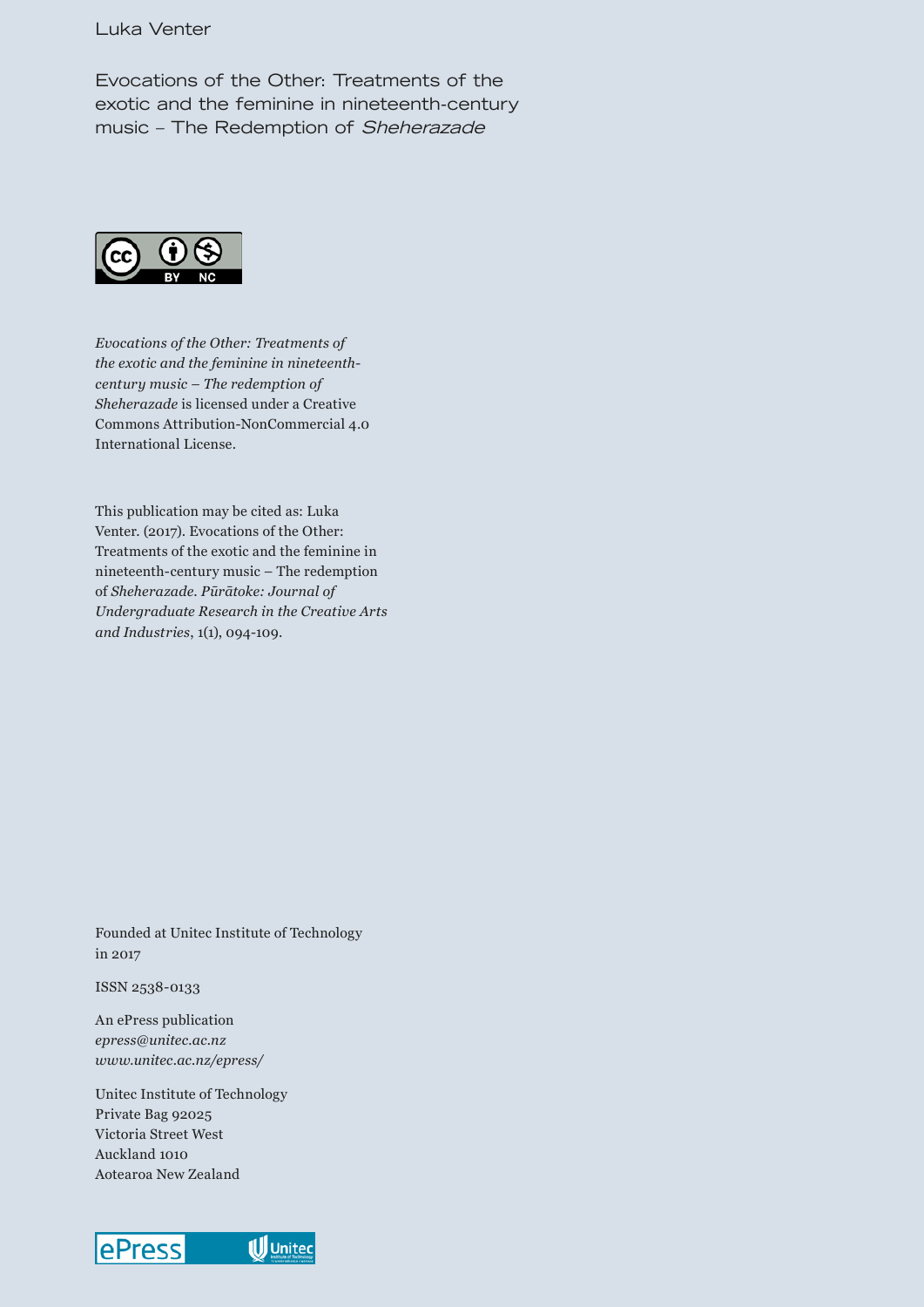Luka Venter

# Evocations of the Other: Treatments of the exotic and the feminine in nineteenth-century music – The Redemption of *Sheherazade*

*Evocations of the Other: Treatments of the exotic and the feminine in nineteenth-century music – The redemption of Sheherazade* is licensed under a Creative Commons Attribution-NonCommercial 4.0 International License.

This publication may be cited as: Luka Venter. (2017). Evocations of the Other: Treatments of the exotic and the feminine in nineteenth-century music – The redemption of *Sheherazade*. *Pūrātoke: Journal of Undergraduate Research in the Creative Arts and Industries*, 1(1), 094-109.

Founded at Unitec Institute of Technology in 2017

ISSN 2538-0133

An ePress publication
*epress@unitec.ac.nz*
*www.unitec.ac.nz/epress/*

Unitec Institute of Technology
Private Bag 92025
Victoria Street West
Auckland 1010
Aotearoa New Zealand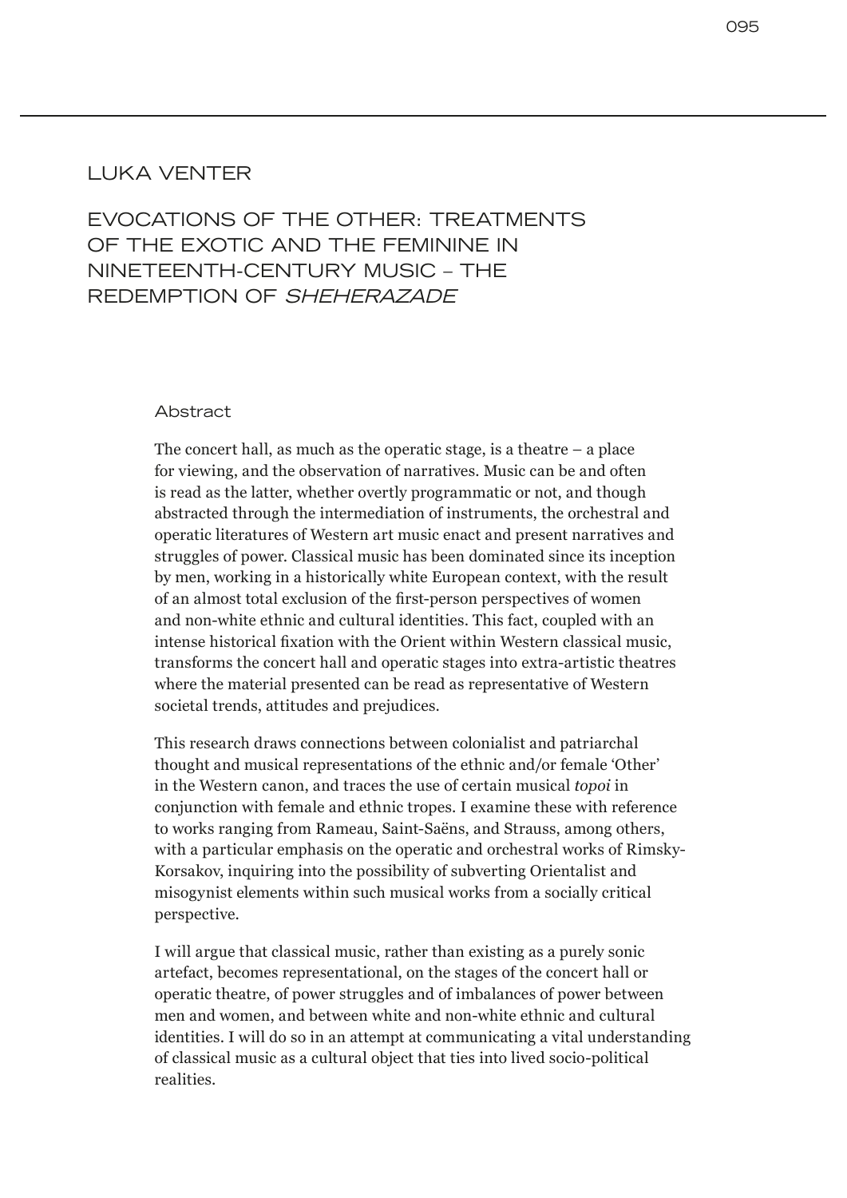# LUKA VENTER

## EVOCATIONS OF THE OTHER: TREATMENTS OF THE EXOTIC AND THE FEMININE IN NINETEENTH-CENTURY MUSIC – THE REDEMPTION OF *SHEHERAZADE*

### Abstract

The concert hall, as much as the operatic stage, is a theatre – a place for viewing, and the observation of narratives. Music can be and often is read as the latter, whether overtly programmatic or not, and though abstracted through the intermediation of instruments, the orchestral and operatic literatures of Western art music enact and present narratives and struggles of power. Classical music has been dominated since its inception by men, working in a historically white European context, with the result of an almost total exclusion of the first-person perspectives of women and non-white ethnic and cultural identities. This fact, coupled with an intense historical fixation with the Orient within Western classical music, transforms the concert hall and operatic stages into extra-artistic theatres where the material presented can be read as representative of Western societal trends, attitudes and prejudices.

This research draws connections between colonialist and patriarchal thought and musical representations of the ethnic and/or female 'Other' in the Western canon, and traces the use of certain musical *topoi* in conjunction with female and ethnic tropes. I examine these with reference to works ranging from Rameau, Saint-Saëns, and Strauss, among others, with a particular emphasis on the operatic and orchestral works of Rimsky-Korsakov, inquiring into the possibility of subverting Orientalist and misogynist elements within such musical works from a socially critical perspective.

I will argue that classical music, rather than existing as a purely sonic artefact, becomes representational, on the stages of the concert hall or operatic theatre, of power struggles and of imbalances of power between men and women, and between white and non-white ethnic and cultural identities. I will do so in an attempt at communicating a vital understanding of classical music as a cultural object that ties into lived socio-political realities.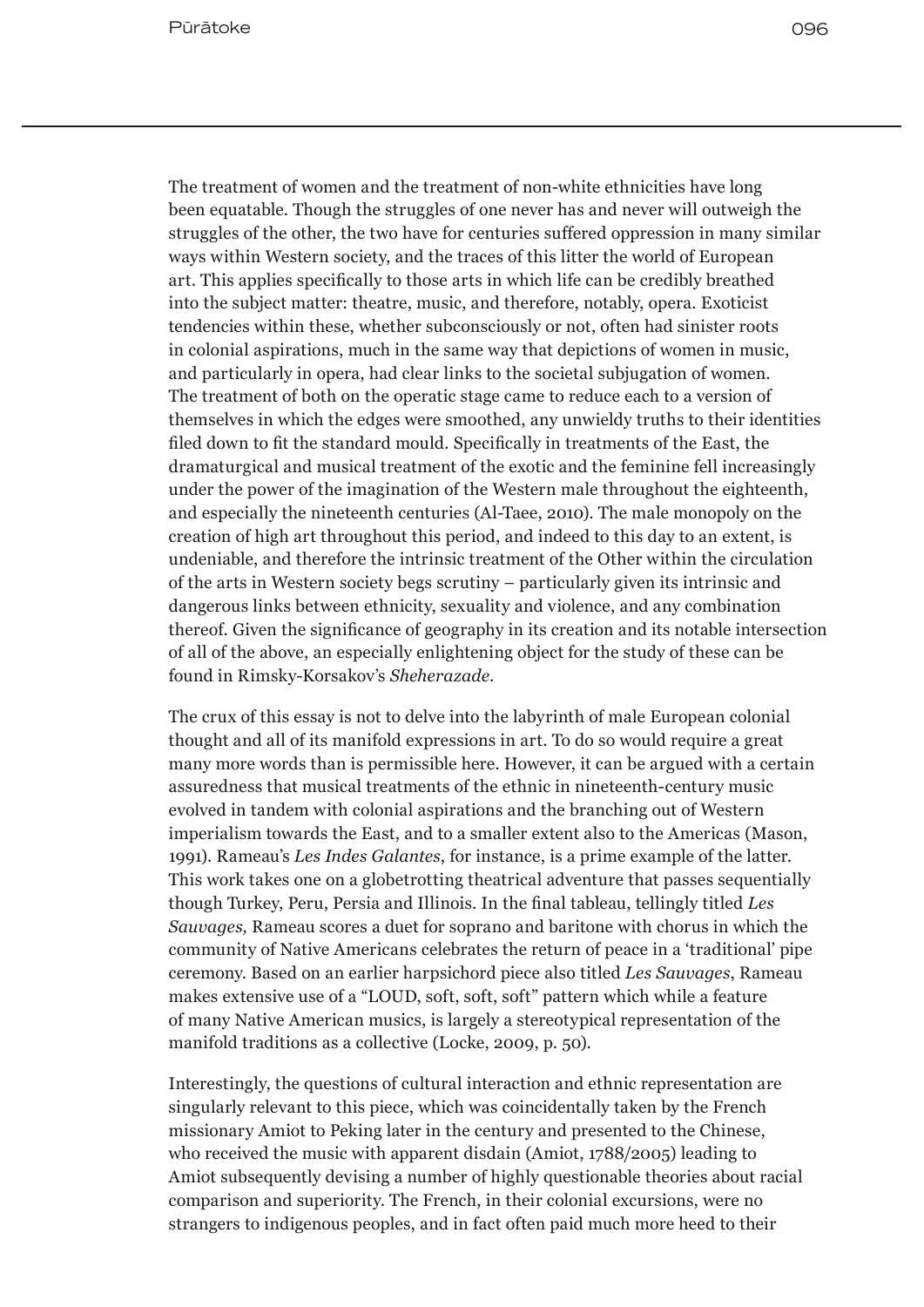The treatment of women and the treatment of non-white ethnicities have long been equatable. Though the struggles of one never has and never will outweigh the struggles of the other, the two have for centuries suffered oppression in many similar ways within Western society, and the traces of this litter the world of European art. This applies specifically to those arts in which life can be credibly breathed into the subject matter: theatre, music, and therefore, notably, opera. Exoticist tendencies within these, whether subconsciously or not, often had sinister roots in colonial aspirations, much in the same way that depictions of women in music, and particularly in opera, had clear links to the societal subjugation of women. The treatment of both on the operatic stage came to reduce each to a version of themselves in which the edges were smoothed, any unwieldy truths to their identities filed down to fit the standard mould. Specifically in treatments of the East, the dramaturgical and musical treatment of the exotic and the feminine fell increasingly under the power of the imagination of the Western male throughout the eighteenth, and especially the nineteenth centuries (Al-Taee, 2010). The male monopoly on the creation of high art throughout this period, and indeed to this day to an extent, is undeniable, and therefore the intrinsic treatment of the Other within the circulation of the arts in Western society begs scrutiny – particularly given its intrinsic and dangerous links between ethnicity, sexuality and violence, and any combination thereof. Given the significance of geography in its creation and its notable intersection of all of the above, an especially enlightening object for the study of these can be found in Rimsky-Korsakov's *Sheherazade*.

The crux of this essay is not to delve into the labyrinth of male European colonial thought and all of its manifold expressions in art. To do so would require a great many more words than is permissible here. However, it can be argued with a certain assuredness that musical treatments of the ethnic in nineteenth-century music evolved in tandem with colonial aspirations and the branching out of Western imperialism towards the East, and to a smaller extent also to the Americas (Mason, 1991). Rameau's *Les Indes Galantes*, for instance, is a prime example of the latter. This work takes one on a globetrotting theatrical adventure that passes sequentially though Turkey, Peru, Persia and Illinois. In the final tableau, tellingly titled *Les Sauvages,* Rameau scores a duet for soprano and baritone with chorus in which the community of Native Americans celebrates the return of peace in a 'traditional' pipe ceremony. Based on an earlier harpsichord piece also titled *Les Sauvages*, Rameau makes extensive use of a "LOUD, soft, soft, soft" pattern which while a feature of many Native American musics, is largely a stereotypical representation of the manifold traditions as a collective (Locke, 2009, p. 50).

Interestingly, the questions of cultural interaction and ethnic representation are singularly relevant to this piece, which was coincidentally taken by the French missionary Amiot to Peking later in the century and presented to the Chinese, who received the music with apparent disdain (Amiot, 1788/2005) leading to Amiot subsequently devising a number of highly questionable theories about racial comparison and superiority. The French, in their colonial excursions, were no strangers to indigenous peoples, and in fact often paid much more heed to their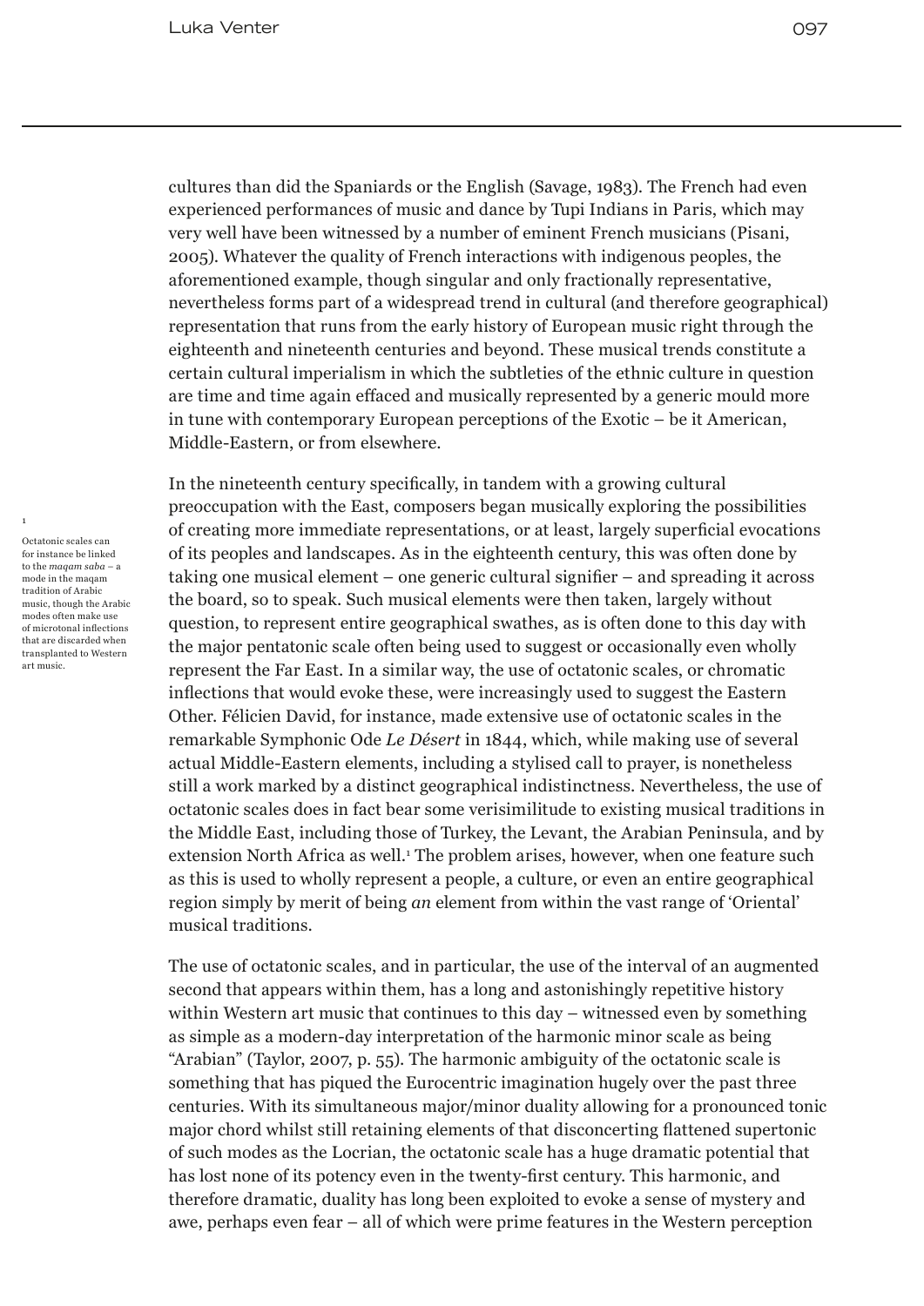cultures than did the Spaniards or the English (Savage, 1983). The French had even experienced performances of music and dance by Tupi Indians in Paris, which may very well have been witnessed by a number of eminent French musicians (Pisani, 2005). Whatever the quality of French interactions with indigenous peoples, the aforementioned example, though singular and only fractionally representative, nevertheless forms part of a widespread trend in cultural (and therefore geographical) representation that runs from the early history of European music right through the eighteenth and nineteenth centuries and beyond. These musical trends constitute a certain cultural imperialism in which the subtleties of the ethnic culture in question are time and time again effaced and musically represented by a generic mould more in tune with contemporary European perceptions of the Exotic – be it American, Middle-Eastern, or from elsewhere.

In the nineteenth century specifically, in tandem with a growing cultural preoccupation with the East, composers began musically exploring the possibilities of creating more immediate representations, or at least, largely superficial evocations of its peoples and landscapes. As in the eighteenth century, this was often done by taking one musical element – one generic cultural signifier – and spreading it across the board, so to speak. Such musical elements were then taken, largely without question, to represent entire geographical swathes, as is often done to this day with the major pentatonic scale often being used to suggest or occasionally even wholly represent the Far East. In a similar way, the use of octatonic scales, or chromatic inflections that would evoke these, were increasingly used to suggest the Eastern Other. Félicien David, for instance, made extensive use of octatonic scales in the remarkable Symphonic Ode *Le Désert* in 1844, which, while making use of several actual Middle-Eastern elements, including a stylised call to prayer, is nonetheless still a work marked by a distinct geographical indistinctness. Nevertheless, the use of octatonic scales does in fact bear some verisimilitude to existing musical traditions in the Middle East, including those of Turkey, the Levant, the Arabian Peninsula, and by extension North Africa as well.[1] The problem arises, however, when one feature such as this is used to wholly represent a people, a culture, or even an entire geographical region simply by merit of being *an* element from within the vast range of 'Oriental' musical traditions.

The use of octatonic scales, and in particular, the use of the interval of an augmented second that appears within them, has a long and astonishingly repetitive history within Western art music that continues to this day – witnessed even by something as simple as a modern-day interpretation of the harmonic minor scale as being "Arabian" (Taylor, 2007, p. 55). The harmonic ambiguity of the octatonic scale is something that has piqued the Eurocentric imagination hugely over the past three centuries. With its simultaneous major/minor duality allowing for a pronounced tonic major chord whilst still retaining elements of that disconcerting flattened supertonic of such modes as the Locrian, the octatonic scale has a huge dramatic potential that has lost none of its potency even in the twenty-first century. This harmonic, and therefore dramatic, duality has long been exploited to evoke a sense of mystery and awe, perhaps even fear – all of which were prime features in the Western perception

[1] Octatonic scales can for instance be linked to the *maqam saba* – a mode in the maqam tradition of Arabic music, though the Arabic modes often make use of microtonal inflections that are discarded when transplanted to Western art music.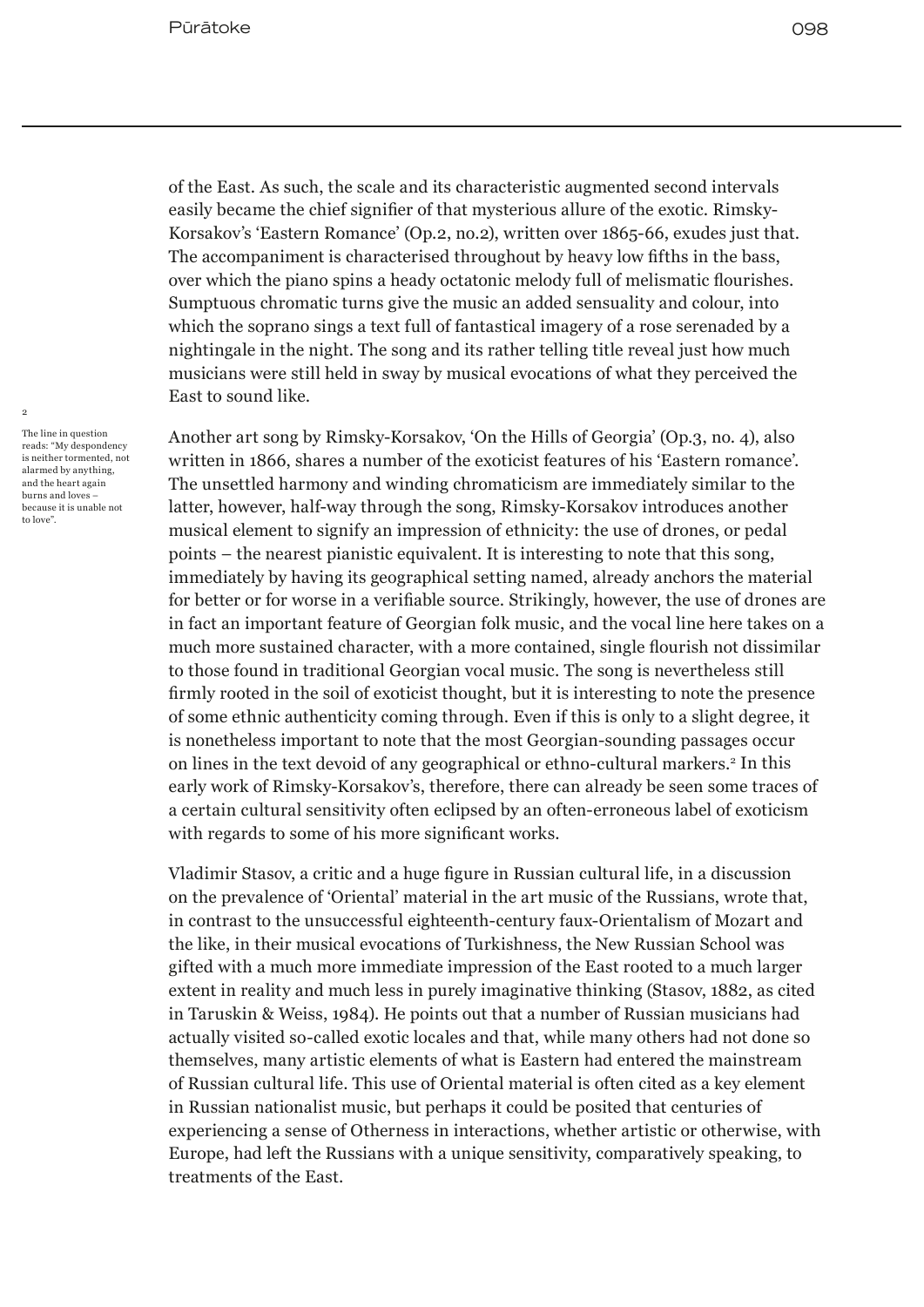of the East. As such, the scale and its characteristic augmented second intervals easily became the chief signifier of that mysterious allure of the exotic. Rimsky-Korsakov's 'Eastern Romance' (Op.2, no.2), written over 1865-66, exudes just that. The accompaniment is characterised throughout by heavy low fifths in the bass, over which the piano spins a heady octatonic melody full of melismatic flourishes. Sumptuous chromatic turns give the music an added sensuality and colour, into which the soprano sings a text full of fantastical imagery of a rose serenaded by a nightingale in the night. The song and its rather telling title reveal just how much musicians were still held in sway by musical evocations of what they perceived the East to sound like.

Another art song by Rimsky-Korsakov, 'On the Hills of Georgia' (Op.3, no. 4), also written in 1866, shares a number of the exoticist features of his 'Eastern romance'. The unsettled harmony and winding chromaticism are immediately similar to the latter, however, half-way through the song, Rimsky-Korsakov introduces another musical element to signify an impression of ethnicity: the use of drones, or pedal points – the nearest pianistic equivalent. It is interesting to note that this song, immediately by having its geographical setting named, already anchors the material for better or for worse in a verifiable source. Strikingly, however, the use of drones are in fact an important feature of Georgian folk music, and the vocal line here takes on a much more sustained character, with a more contained, single flourish not dissimilar to those found in traditional Georgian vocal music. The song is nevertheless still firmly rooted in the soil of exoticist thought, but it is interesting to note the presence of some ethnic authenticity coming through. Even if this is only to a slight degree, it is nonetheless important to note that the most Georgian-sounding passages occur on lines in the text devoid of any geographical or ethno-cultural markers.[2] In this early work of Rimsky-Korsakov's, therefore, there can already be seen some traces of a certain cultural sensitivity often eclipsed by an often-erroneous label of exoticism with regards to some of his more significant works.

Vladimir Stasov, a critic and a huge figure in Russian cultural life, in a discussion on the prevalence of 'Oriental' material in the art music of the Russians, wrote that, in contrast to the unsuccessful eighteenth-century faux-Orientalism of Mozart and the like, in their musical evocations of Turkishness, the New Russian School was gifted with a much more immediate impression of the East rooted to a much larger extent in reality and much less in purely imaginative thinking (Stasov, 1882, as cited in Taruskin & Weiss, 1984). He points out that a number of Russian musicians had actually visited so-called exotic locales and that, while many others had not done so themselves, many artistic elements of what is Eastern had entered the mainstream of Russian cultural life. This use of Oriental material is often cited as a key element in Russian nationalist music, but perhaps it could be posited that centuries of experiencing a sense of Otherness in interactions, whether artistic or otherwise, with Europe, had left the Russians with a unique sensitivity, comparatively speaking, to treatments of the East.

[2] The line in question reads: "My despondency is neither tormented, not alarmed by anything, and the heart again burns and loves – because it is unable not to love".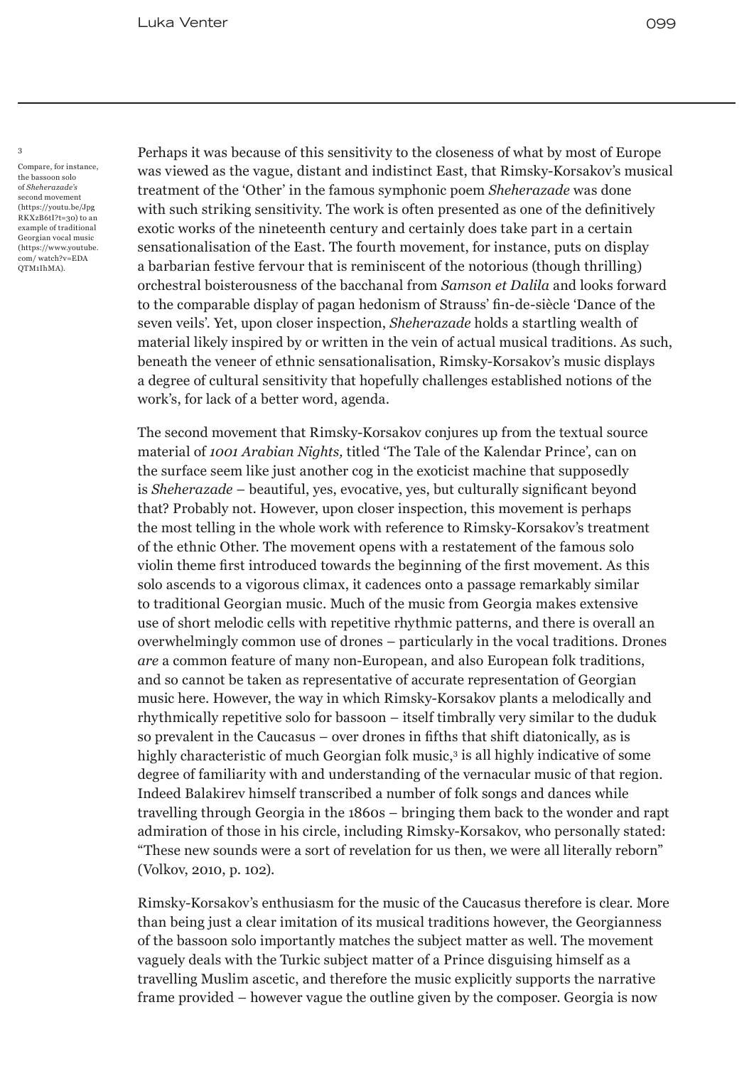3

Compare, for instance, the bassoon solo of *Sheherazade's* second movement (https://youtu.be/JpgRKXzB6tI?t=30) to an example of traditional Georgian vocal music (https://www.youtube.com/ watch?v=EDAQTM1IhMA).

Perhaps it was because of this sensitivity to the closeness of what by most of Europe was viewed as the vague, distant and indistinct East, that Rimsky-Korsakov's musical treatment of the 'Other' in the famous symphonic poem *Sheherazade* was done with such striking sensitivity. The work is often presented as one of the definitively exotic works of the nineteenth century and certainly does take part in a certain sensationalisation of the East. The fourth movement, for instance, puts on display a barbarian festive fervour that is reminiscent of the notorious (though thrilling) orchestral boisterousness of the bacchanal from *Samson et Dalila* and looks forward to the comparable display of pagan hedonism of Strauss' fin-de-siècle 'Dance of the seven veils'. Yet, upon closer inspection, *Sheherazade* holds a startling wealth of material likely inspired by or written in the vein of actual musical traditions. As such, beneath the veneer of ethnic sensationalisation, Rimsky-Korsakov's music displays a degree of cultural sensitivity that hopefully challenges established notions of the work's, for lack of a better word, agenda.

The second movement that Rimsky-Korsakov conjures up from the textual source material of *1001 Arabian Nights,* titled 'The Tale of the Kalendar Prince', can on the surface seem like just another cog in the exoticist machine that supposedly is *Sheherazade* – beautiful, yes, evocative, yes, but culturally significant beyond that? Probably not. However, upon closer inspection, this movement is perhaps the most telling in the whole work with reference to Rimsky-Korsakov's treatment of the ethnic Other. The movement opens with a restatement of the famous solo violin theme first introduced towards the beginning of the first movement. As this solo ascends to a vigorous climax, it cadences onto a passage remarkably similar to traditional Georgian music. Much of the music from Georgia makes extensive use of short melodic cells with repetitive rhythmic patterns, and there is overall an overwhelmingly common use of drones – particularly in the vocal traditions. Drones *are* a common feature of many non-European, and also European folk traditions, and so cannot be taken as representative of accurate representation of Georgian music here. However, the way in which Rimsky-Korsakov plants a melodically and rhythmically repetitive solo for bassoon – itself timbrally very similar to the duduk so prevalent in the Caucasus – over drones in fifths that shift diatonically, as is highly characteristic of much Georgian folk music,[3] is all highly indicative of some degree of familiarity with and understanding of the vernacular music of that region. Indeed Balakirev himself transcribed a number of folk songs and dances while travelling through Georgia in the 1860s – bringing them back to the wonder and rapt admiration of those in his circle, including Rimsky-Korsakov, who personally stated: "These new sounds were a sort of revelation for us then, we were all literally reborn" (Volkov, 2010, p. 102).

Rimsky-Korsakov's enthusiasm for the music of the Caucasus therefore is clear. More than being just a clear imitation of its musical traditions however, the Georgianness of the bassoon solo importantly matches the subject matter as well. The movement vaguely deals with the Turkic subject matter of a Prince disguising himself as a travelling Muslim ascetic, and therefore the music explicitly supports the narrative frame provided – however vague the outline given by the composer. Georgia is now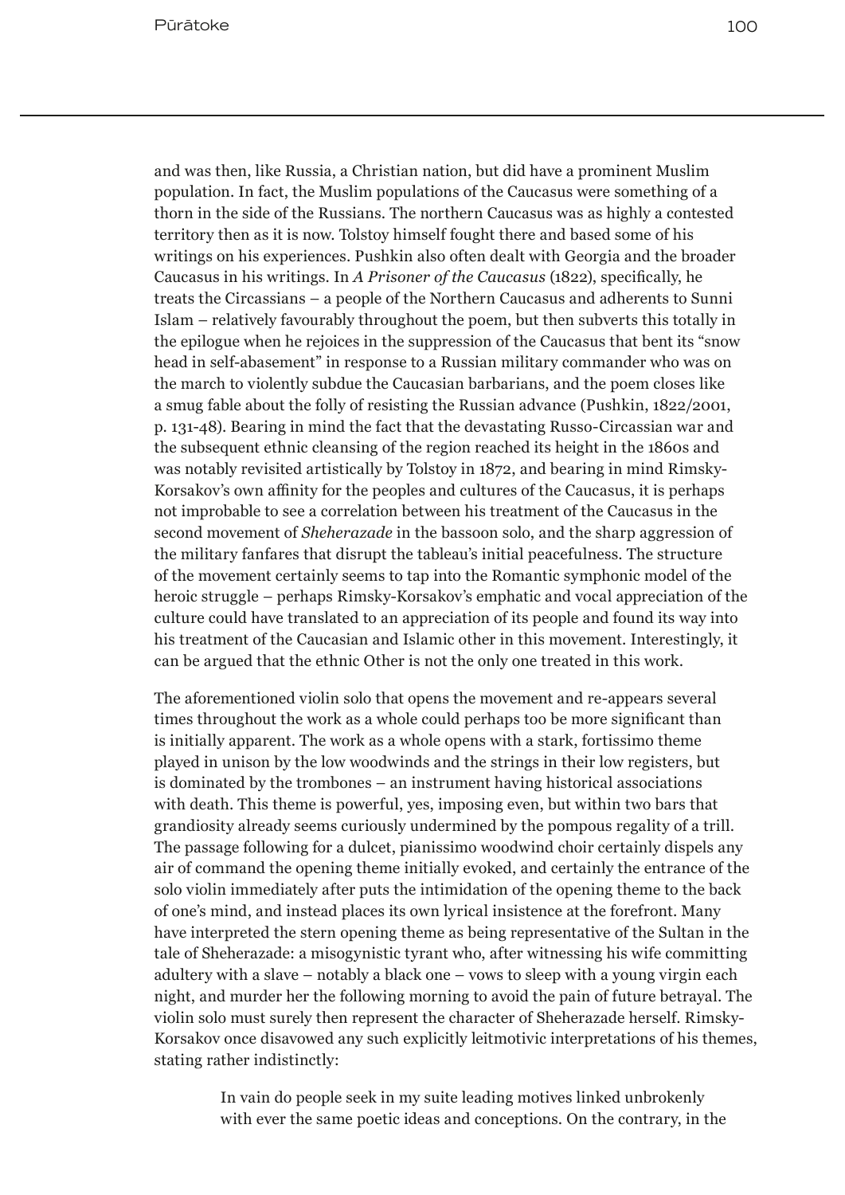and was then, like Russia, a Christian nation, but did have a prominent Muslim population. In fact, the Muslim populations of the Caucasus were something of a thorn in the side of the Russians. The northern Caucasus was as highly a contested territory then as it is now. Tolstoy himself fought there and based some of his writings on his experiences. Pushkin also often dealt with Georgia and the broader Caucasus in his writings. In *A Prisoner of the Caucasus* (1822), specifically, he treats the Circassians – a people of the Northern Caucasus and adherents to Sunni Islam – relatively favourably throughout the poem, but then subverts this totally in the epilogue when he rejoices in the suppression of the Caucasus that bent its "snow head in self-abasement" in response to a Russian military commander who was on the march to violently subdue the Caucasian barbarians, and the poem closes like a smug fable about the folly of resisting the Russian advance (Pushkin, 1822/2001, p. 131-48). Bearing in mind the fact that the devastating Russo-Circassian war and the subsequent ethnic cleansing of the region reached its height in the 1860s and was notably revisited artistically by Tolstoy in 1872, and bearing in mind Rimsky-Korsakov's own affinity for the peoples and cultures of the Caucasus, it is perhaps not improbable to see a correlation between his treatment of the Caucasus in the second movement of *Sheherazade* in the bassoon solo, and the sharp aggression of the military fanfares that disrupt the tableau's initial peacefulness. The structure of the movement certainly seems to tap into the Romantic symphonic model of the heroic struggle – perhaps Rimsky-Korsakov's emphatic and vocal appreciation of the culture could have translated to an appreciation of its people and found its way into his treatment of the Caucasian and Islamic other in this movement. Interestingly, it can be argued that the ethnic Other is not the only one treated in this work.

The aforementioned violin solo that opens the movement and re-appears several times throughout the work as a whole could perhaps too be more significant than is initially apparent. The work as a whole opens with a stark, fortissimo theme played in unison by the low woodwinds and the strings in their low registers, but is dominated by the trombones – an instrument having historical associations with death. This theme is powerful, yes, imposing even, but within two bars that grandiosity already seems curiously undermined by the pompous regality of a trill. The passage following for a dulcet, pianissimo woodwind choir certainly dispels any air of command the opening theme initially evoked, and certainly the entrance of the solo violin immediately after puts the intimidation of the opening theme to the back of one's mind, and instead places its own lyrical insistence at the forefront. Many have interpreted the stern opening theme as being representative of the Sultan in the tale of Sheherazade: a misogynistic tyrant who, after witnessing his wife committing adultery with a slave – notably a black one – vows to sleep with a young virgin each night, and murder her the following morning to avoid the pain of future betrayal. The violin solo must surely then represent the character of Sheherazade herself. Rimsky-Korsakov once disavowed any such explicitly leitmotivic interpretations of his themes, stating rather indistinctly:

> In vain do people seek in my suite leading motives linked unbrokenly with ever the same poetic ideas and conceptions. On the contrary, in the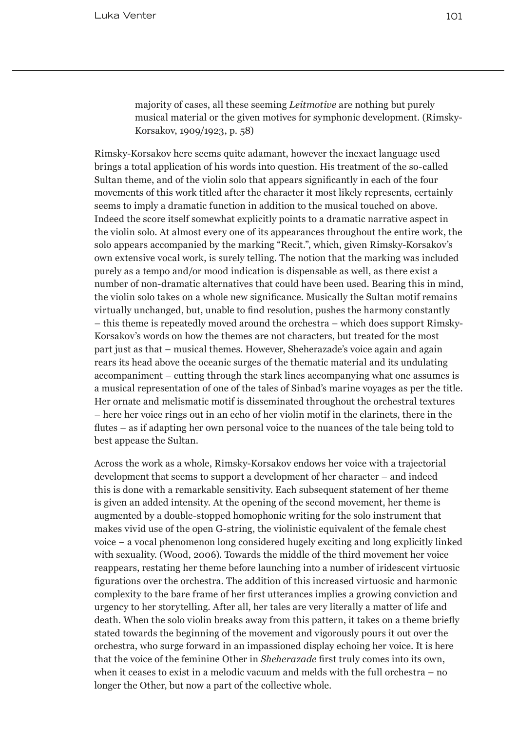> majority of cases, all these seeming *Leitmotive* are nothing but purely musical material or the given motives for symphonic development. (Rimsky-Korsakov, 1909/1923, p. 58)

Rimsky-Korsakov here seems quite adamant, however the inexact language used brings a total application of his words into question. His treatment of the so-called Sultan theme, and of the violin solo that appears significantly in each of the four movements of this work titled after the character it most likely represents, certainly seems to imply a dramatic function in addition to the musical touched on above. Indeed the score itself somewhat explicitly points to a dramatic narrative aspect in the violin solo. At almost every one of its appearances throughout the entire work, the solo appears accompanied by the marking "Recit.", which, given Rimsky-Korsakov's own extensive vocal work, is surely telling. The notion that the marking was included purely as a tempo and/or mood indication is dispensable as well, as there exist a number of non-dramatic alternatives that could have been used. Bearing this in mind, the violin solo takes on a whole new significance. Musically the Sultan motif remains virtually unchanged, but, unable to find resolution, pushes the harmony constantly – this theme is repeatedly moved around the orchestra – which does support Rimsky-Korsakov's words on how the themes are not characters, but treated for the most part just as that – musical themes. However, Sheherazade's voice again and again rears its head above the oceanic surges of the thematic material and its undulating accompaniment – cutting through the stark lines accompanying what one assumes is a musical representation of one of the tales of Sinbad's marine voyages as per the title. Her ornate and melismatic motif is disseminated throughout the orchestral textures – here her voice rings out in an echo of her violin motif in the clarinets, there in the flutes – as if adapting her own personal voice to the nuances of the tale being told to best appease the Sultan.

Across the work as a whole, Rimsky-Korsakov endows her voice with a trajectorial development that seems to support a development of her character – and indeed this is done with a remarkable sensitivity. Each subsequent statement of her theme is given an added intensity. At the opening of the second movement, her theme is augmented by a double-stopped homophonic writing for the solo instrument that makes vivid use of the open G-string, the violinistic equivalent of the female chest voice – a vocal phenomenon long considered hugely exciting and long explicitly linked with sexuality. (Wood, 2006). Towards the middle of the third movement her voice reappears, restating her theme before launching into a number of iridescent virtuosic figurations over the orchestra. The addition of this increased virtuosic and harmonic complexity to the bare frame of her first utterances implies a growing conviction and urgency to her storytelling. After all, her tales are very literally a matter of life and death. When the solo violin breaks away from this pattern, it takes on a theme briefly stated towards the beginning of the movement and vigorously pours it out over the orchestra, who surge forward in an impassioned display echoing her voice. It is here that the voice of the feminine Other in *Sheherazade* first truly comes into its own, when it ceases to exist in a melodic vacuum and melds with the full orchestra – no longer the Other, but now a part of the collective whole.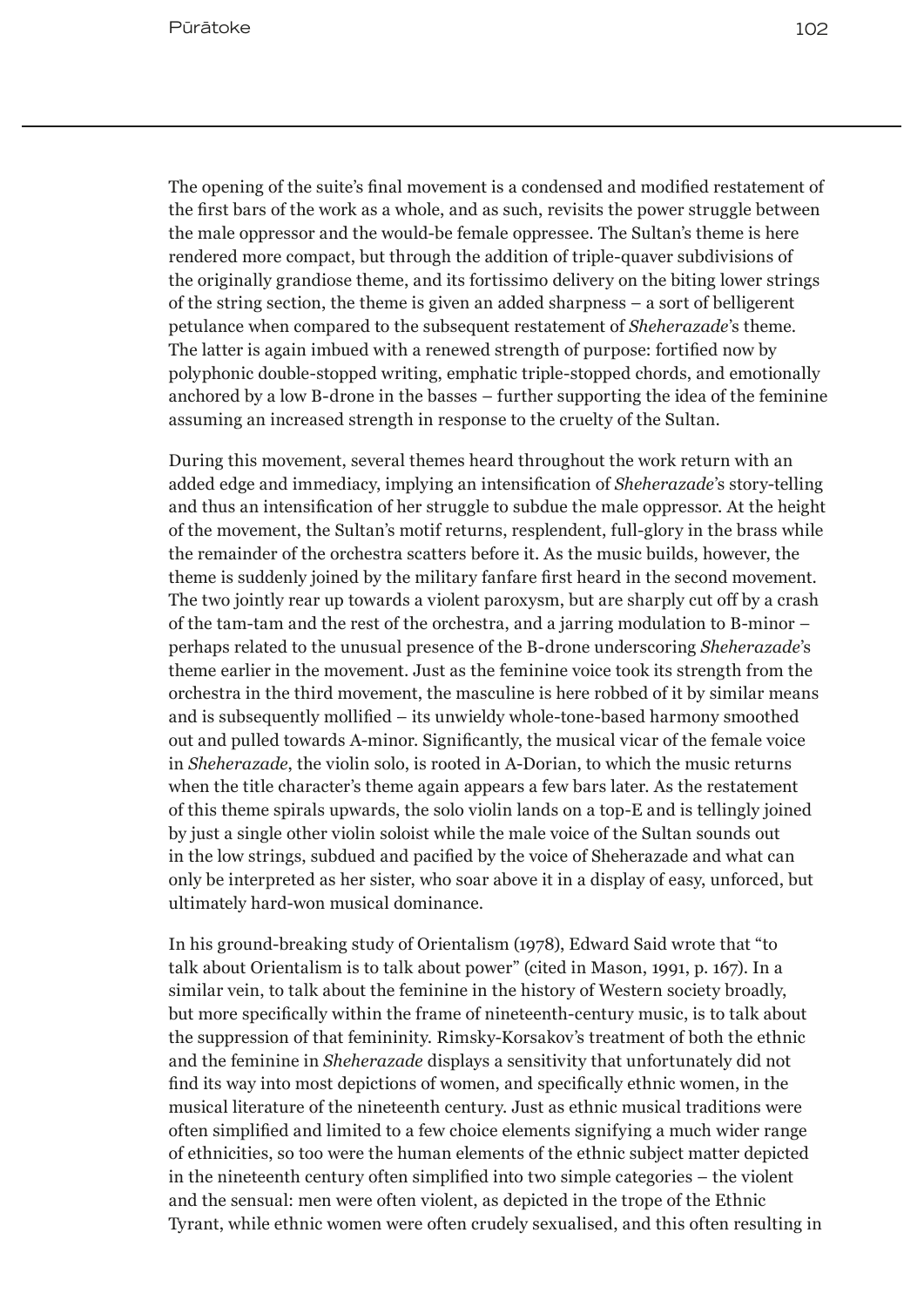The opening of the suite's final movement is a condensed and modified restatement of the first bars of the work as a whole, and as such, revisits the power struggle between the male oppressor and the would-be female oppressee. The Sultan's theme is here rendered more compact, but through the addition of triple-quaver subdivisions of the originally grandiose theme, and its fortissimo delivery on the biting lower strings of the string section, the theme is given an added sharpness – a sort of belligerent petulance when compared to the subsequent restatement of *Sheherazade*'s theme. The latter is again imbued with a renewed strength of purpose: fortified now by polyphonic double-stopped writing, emphatic triple-stopped chords, and emotionally anchored by a low B-drone in the basses – further supporting the idea of the feminine assuming an increased strength in response to the cruelty of the Sultan.

During this movement, several themes heard throughout the work return with an added edge and immediacy, implying an intensification of *Sheherazade*'s story-telling and thus an intensification of her struggle to subdue the male oppressor. At the height of the movement, the Sultan's motif returns, resplendent, full-glory in the brass while the remainder of the orchestra scatters before it. As the music builds, however, the theme is suddenly joined by the military fanfare first heard in the second movement. The two jointly rear up towards a violent paroxysm, but are sharply cut off by a crash of the tam-tam and the rest of the orchestra, and a jarring modulation to B-minor – perhaps related to the unusual presence of the B-drone underscoring *Sheherazade*'s theme earlier in the movement. Just as the feminine voice took its strength from the orchestra in the third movement, the masculine is here robbed of it by similar means and is subsequently mollified – its unwieldy whole-tone-based harmony smoothed out and pulled towards A-minor. Significantly, the musical vicar of the female voice in *Sheherazade*, the violin solo, is rooted in A-Dorian, to which the music returns when the title character's theme again appears a few bars later. As the restatement of this theme spirals upwards, the solo violin lands on a top-E and is tellingly joined by just a single other violin soloist while the male voice of the Sultan sounds out in the low strings, subdued and pacified by the voice of Sheherazade and what can only be interpreted as her sister, who soar above it in a display of easy, unforced, but ultimately hard-won musical dominance.

In his ground-breaking study of Orientalism (1978), Edward Said wrote that "to talk about Orientalism is to talk about power" (cited in Mason, 1991, p. 167). In a similar vein, to talk about the feminine in the history of Western society broadly, but more specifically within the frame of nineteenth-century music, is to talk about the suppression of that femininity. Rimsky-Korsakov's treatment of both the ethnic and the feminine in *Sheherazade* displays a sensitivity that unfortunately did not find its way into most depictions of women, and specifically ethnic women, in the musical literature of the nineteenth century. Just as ethnic musical traditions were often simplified and limited to a few choice elements signifying a much wider range of ethnicities, so too were the human elements of the ethnic subject matter depicted in the nineteenth century often simplified into two simple categories – the violent and the sensual: men were often violent, as depicted in the trope of the Ethnic Tyrant, while ethnic women were often crudely sexualised, and this often resulting in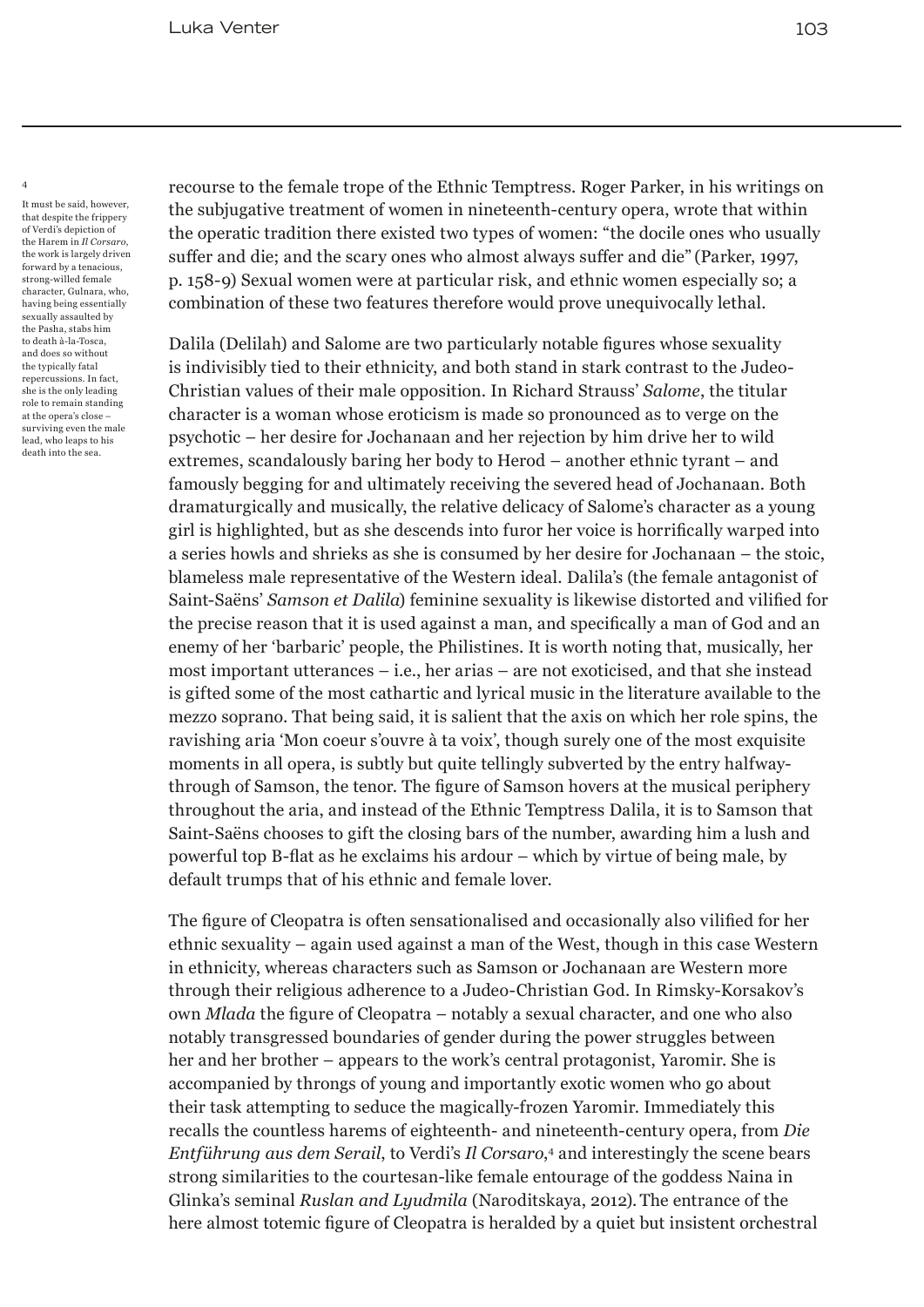recourse to the female trope of the Ethnic Temptress. Roger Parker, in his writings on the subjugative treatment of women in nineteenth-century opera, wrote that within the operatic tradition there existed two types of women: "the docile ones who usually suffer and die; and the scary ones who almost always suffer and die" (Parker, 1997, p. 158-9) Sexual women were at particular risk, and ethnic women especially so; a combination of these two features therefore would prove unequivocally lethal.

Dalila (Delilah) and Salome are two particularly notable figures whose sexuality is indivisibly tied to their ethnicity, and both stand in stark contrast to the Judeo-Christian values of their male opposition. In Richard Strauss' *Salome*, the titular character is a woman whose eroticism is made so pronounced as to verge on the psychotic – her desire for Jochanaan and her rejection by him drive her to wild extremes, scandalously baring her body to Herod – another ethnic tyrant – and famously begging for and ultimately receiving the severed head of Jochanaan. Both dramaturgically and musically, the relative delicacy of Salome's character as a young girl is highlighted, but as she descends into furor her voice is horrifically warped into a series howls and shrieks as she is consumed by her desire for Jochanaan – the stoic, blameless male representative of the Western ideal. Dalila's (the female antagonist of Saint-Saëns' *Samson et Dalila*) feminine sexuality is likewise distorted and vilified for the precise reason that it is used against a man, and specifically a man of God and an enemy of her 'barbaric' people, the Philistines. It is worth noting that, musically, her most important utterances – i.e., her arias – are not exoticised, and that she instead is gifted some of the most cathartic and lyrical music in the literature available to the mezzo soprano. That being said, it is salient that the axis on which her role spins, the ravishing aria 'Mon coeur s'ouvre à ta voix', though surely one of the most exquisite moments in all opera, is subtly but quite tellingly subverted by the entry halfway-through of Samson, the tenor. The figure of Samson hovers at the musical periphery throughout the aria, and instead of the Ethnic Temptress Dalila, it is to Samson that Saint-Saëns chooses to gift the closing bars of the number, awarding him a lush and powerful top B-flat as he exclaims his ardour – which by virtue of being male, by default trumps that of his ethnic and female lover.

The figure of Cleopatra is often sensationalised and occasionally also vilified for her ethnic sexuality – again used against a man of the West, though in this case Western in ethnicity, whereas characters such as Samson or Jochanaan are Western more through their religious adherence to a Judeo-Christian God. In Rimsky-Korsakov's own *Mlada* the figure of Cleopatra – notably a sexual character, and one who also notably transgressed boundaries of gender during the power struggles between her and her brother – appears to the work's central protagonist, Yaromir. She is accompanied by throngs of young and importantly exotic women who go about their task attempting to seduce the magically-frozen Yaromir. Immediately this recalls the countless harems of eighteenth- and nineteenth-century opera, from *Die Entführung aus dem Serail*, to Verdi's *Il Corsaro*,[4] and interestingly the scene bears strong similarities to the courtesan-like female entourage of the goddess Naina in Glinka's seminal *Ruslan and Lyudmila* (Naroditskaya, 2012). The entrance of the here almost totemic figure of Cleopatra is heralded by a quiet but insistent orchestral

[4] It must be said, however, that despite the frippery of Verdi's depiction of the Harem in *Il Corsaro*, the work is largely driven forward by a tenacious, strong-willed female character, Gulnara, who, having being essentially sexually assaulted by the Pasha, stabs him to death à-la-Tosca, and does so without the typically fatal repercussions. In fact, she is the only leading role to remain standing at the opera's close – surviving even the male lead, who leaps to his death into the sea.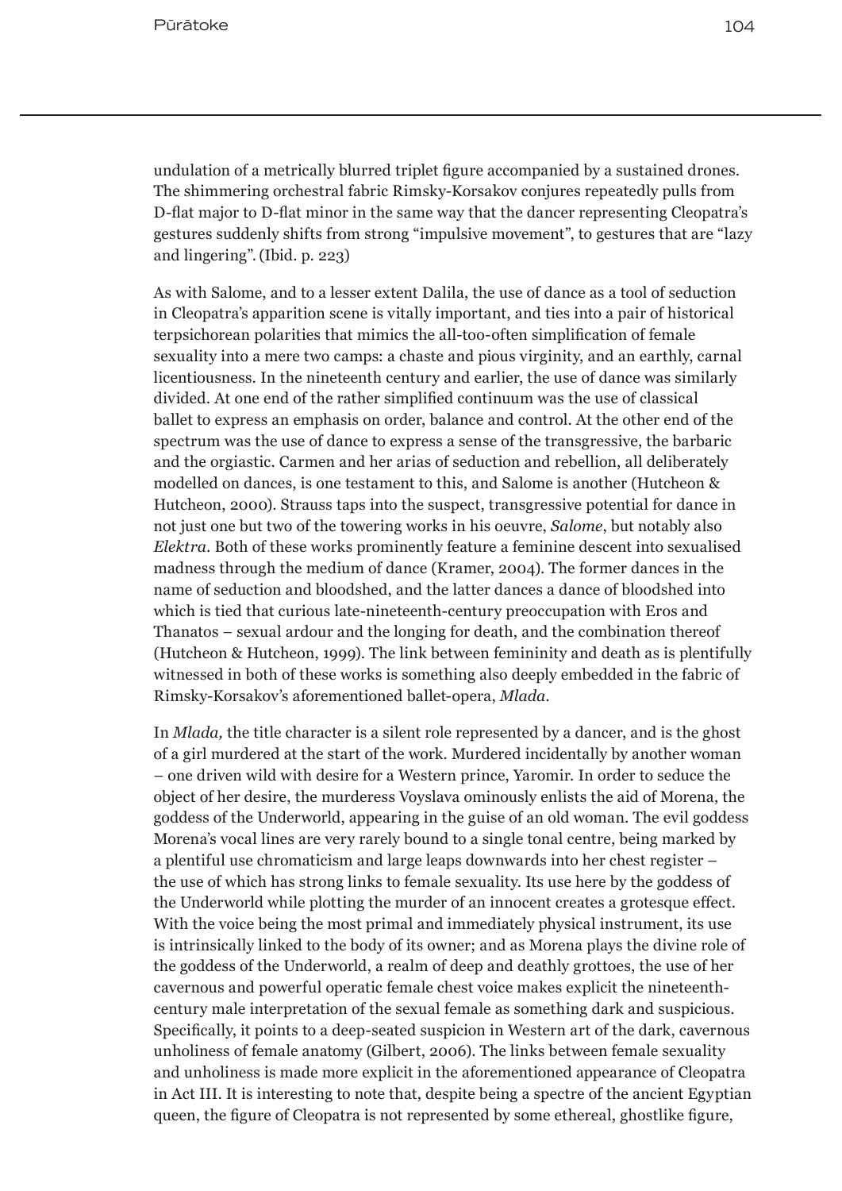undulation of a metrically blurred triplet figure accompanied by a sustained drones. The shimmering orchestral fabric Rimsky-Korsakov conjures repeatedly pulls from D-flat major to D-flat minor in the same way that the dancer representing Cleopatra's gestures suddenly shifts from strong "impulsive movement", to gestures that are "lazy and lingering". (Ibid. p. 223)

As with Salome, and to a lesser extent Dalila, the use of dance as a tool of seduction in Cleopatra's apparition scene is vitally important, and ties into a pair of historical terpsichorean polarities that mimics the all-too-often simplification of female sexuality into a mere two camps: a chaste and pious virginity, and an earthly, carnal licentiousness. In the nineteenth century and earlier, the use of dance was similarly divided. At one end of the rather simplified continuum was the use of classical ballet to express an emphasis on order, balance and control. At the other end of the spectrum was the use of dance to express a sense of the transgressive, the barbaric and the orgiastic. Carmen and her arias of seduction and rebellion, all deliberately modelled on dances, is one testament to this, and Salome is another (Hutcheon & Hutcheon, 2000). Strauss taps into the suspect, transgressive potential for dance in not just one but two of the towering works in his oeuvre, *Salome*, but notably also *Elektra*. Both of these works prominently feature a feminine descent into sexualised madness through the medium of dance (Kramer, 2004). The former dances in the name of seduction and bloodshed, and the latter dances a dance of bloodshed into which is tied that curious late-nineteenth-century preoccupation with Eros and Thanatos – sexual ardour and the longing for death, and the combination thereof (Hutcheon & Hutcheon, 1999). The link between femininity and death as is plentifully witnessed in both of these works is something also deeply embedded in the fabric of Rimsky-Korsakov's aforementioned ballet-opera, *Mlada*.

In *Mlada,* the title character is a silent role represented by a dancer, and is the ghost of a girl murdered at the start of the work. Murdered incidentally by another woman – one driven wild with desire for a Western prince, Yaromir. In order to seduce the object of her desire, the murderess Voyslava ominously enlists the aid of Morena, the goddess of the Underworld, appearing in the guise of an old woman. The evil goddess Morena's vocal lines are very rarely bound to a single tonal centre, being marked by a plentiful use chromaticism and large leaps downwards into her chest register – the use of which has strong links to female sexuality. Its use here by the goddess of the Underworld while plotting the murder of an innocent creates a grotesque effect. With the voice being the most primal and immediately physical instrument, its use is intrinsically linked to the body of its owner; and as Morena plays the divine role of the goddess of the Underworld, a realm of deep and deathly grottoes, the use of her cavernous and powerful operatic female chest voice makes explicit the nineteenth-century male interpretation of the sexual female as something dark and suspicious. Specifically, it points to a deep-seated suspicion in Western art of the dark, cavernous unholiness of female anatomy (Gilbert, 2006). The links between female sexuality and unholiness is made more explicit in the aforementioned appearance of Cleopatra in Act III. It is interesting to note that, despite being a spectre of the ancient Egyptian queen, the figure of Cleopatra is not represented by some ethereal, ghostlike figure,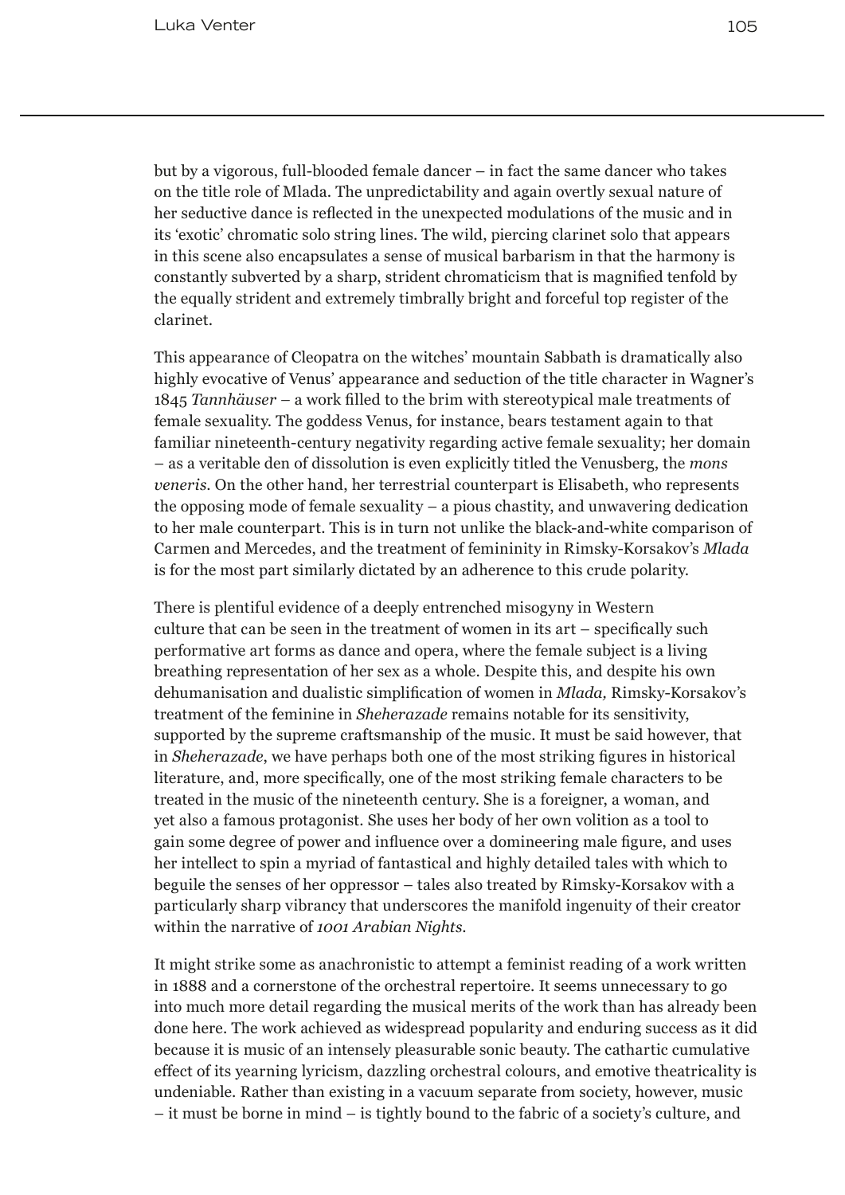but by a vigorous, full-blooded female dancer – in fact the same dancer who takes on the title role of Mlada. The unpredictability and again overtly sexual nature of her seductive dance is reflected in the unexpected modulations of the music and in its 'exotic' chromatic solo string lines. The wild, piercing clarinet solo that appears in this scene also encapsulates a sense of musical barbarism in that the harmony is constantly subverted by a sharp, strident chromaticism that is magnified tenfold by the equally strident and extremely timbrally bright and forceful top register of the clarinet.

This appearance of Cleopatra on the witches' mountain Sabbath is dramatically also highly evocative of Venus' appearance and seduction of the title character in Wagner's 1845 *Tannhäuser* – a work filled to the brim with stereotypical male treatments of female sexuality. The goddess Venus, for instance, bears testament again to that familiar nineteenth-century negativity regarding active female sexuality; her domain – as a veritable den of dissolution is even explicitly titled the Venusberg, the *mons veneris*. On the other hand, her terrestrial counterpart is Elisabeth, who represents the opposing mode of female sexuality – a pious chastity, and unwavering dedication to her male counterpart. This is in turn not unlike the black-and-white comparison of Carmen and Mercedes, and the treatment of femininity in Rimsky-Korsakov's *Mlada* is for the most part similarly dictated by an adherence to this crude polarity.

There is plentiful evidence of a deeply entrenched misogyny in Western culture that can be seen in the treatment of women in its art – specifically such performative art forms as dance and opera, where the female subject is a living breathing representation of her sex as a whole. Despite this, and despite his own dehumanisation and dualistic simplification of women in *Mlada,* Rimsky-Korsakov's treatment of the feminine in *Sheherazade* remains notable for its sensitivity, supported by the supreme craftsmanship of the music. It must be said however, that in *Sheherazade*, we have perhaps both one of the most striking figures in historical literature, and, more specifically, one of the most striking female characters to be treated in the music of the nineteenth century. She is a foreigner, a woman, and yet also a famous protagonist. She uses her body of her own volition as a tool to gain some degree of power and influence over a domineering male figure, and uses her intellect to spin a myriad of fantastical and highly detailed tales with which to beguile the senses of her oppressor – tales also treated by Rimsky-Korsakov with a particularly sharp vibrancy that underscores the manifold ingenuity of their creator within the narrative of *1001 Arabian Nights*.

It might strike some as anachronistic to attempt a feminist reading of a work written in 1888 and a cornerstone of the orchestral repertoire. It seems unnecessary to go into much more detail regarding the musical merits of the work than has already been done here. The work achieved as widespread popularity and enduring success as it did because it is music of an intensely pleasurable sonic beauty. The cathartic cumulative effect of its yearning lyricism, dazzling orchestral colours, and emotive theatricality is undeniable. Rather than existing in a vacuum separate from society, however, music – it must be borne in mind – is tightly bound to the fabric of a society's culture, and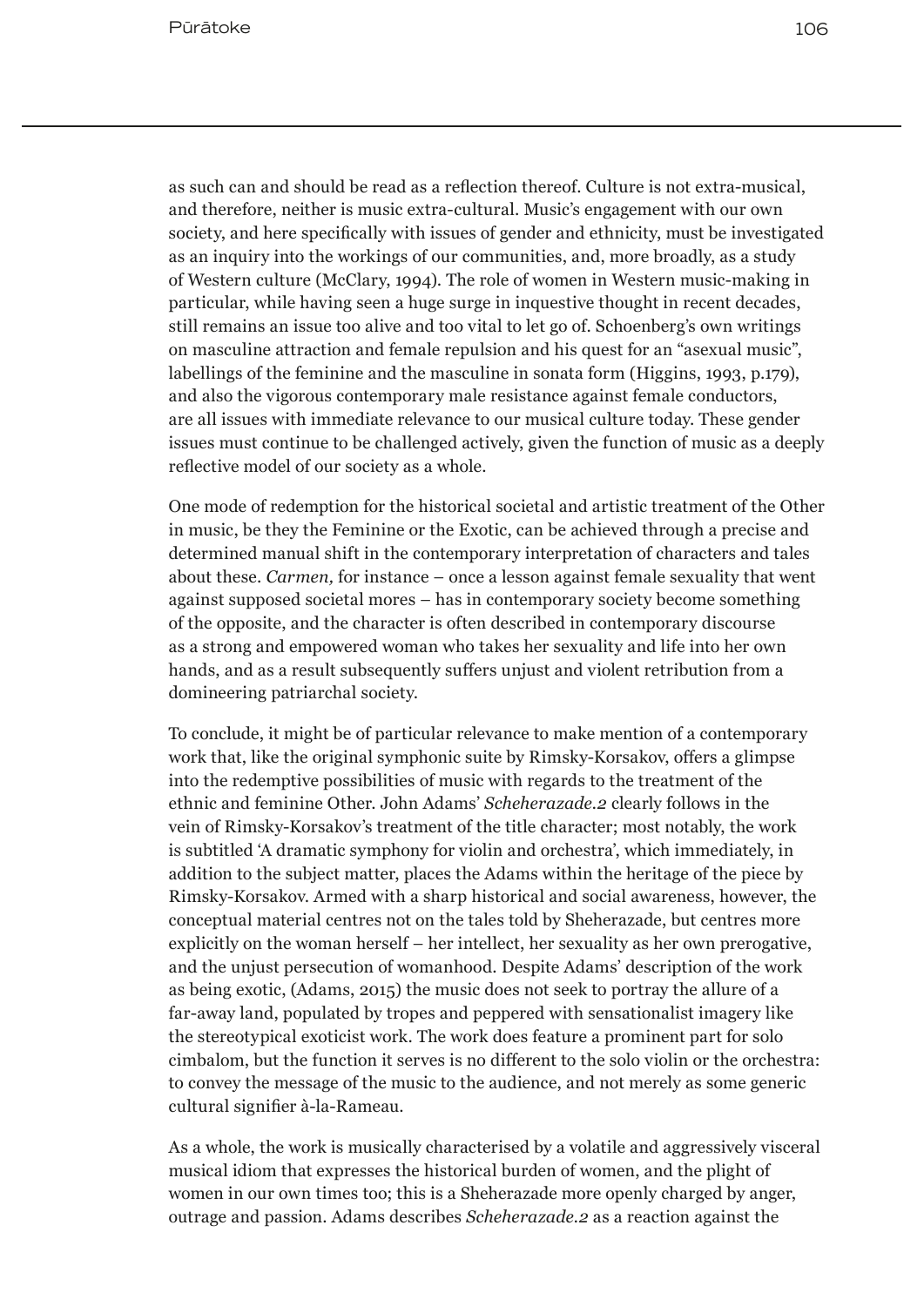as such can and should be read as a reflection thereof. Culture is not extra-musical, and therefore, neither is music extra-cultural. Music's engagement with our own society, and here specifically with issues of gender and ethnicity, must be investigated as an inquiry into the workings of our communities, and, more broadly, as a study of Western culture (McClary, 1994). The role of women in Western music-making in particular, while having seen a huge surge in inquestive thought in recent decades, still remains an issue too alive and too vital to let go of. Schoenberg's own writings on masculine attraction and female repulsion and his quest for an "asexual music", labellings of the feminine and the masculine in sonata form (Higgins, 1993, p.179), and also the vigorous contemporary male resistance against female conductors, are all issues with immediate relevance to our musical culture today. These gender issues must continue to be challenged actively, given the function of music as a deeply reflective model of our society as a whole.

One mode of redemption for the historical societal and artistic treatment of the Other in music, be they the Feminine or the Exotic, can be achieved through a precise and determined manual shift in the contemporary interpretation of characters and tales about these. *Carmen,* for instance – once a lesson against female sexuality that went against supposed societal mores – has in contemporary society become something of the opposite, and the character is often described in contemporary discourse as a strong and empowered woman who takes her sexuality and life into her own hands, and as a result subsequently suffers unjust and violent retribution from a domineering patriarchal society.

To conclude, it might be of particular relevance to make mention of a contemporary work that, like the original symphonic suite by Rimsky-Korsakov, offers a glimpse into the redemptive possibilities of music with regards to the treatment of the ethnic and feminine Other. John Adams' *Scheherazade.2* clearly follows in the vein of Rimsky-Korsakov's treatment of the title character; most notably, the work is subtitled 'A dramatic symphony for violin and orchestra', which immediately, in addition to the subject matter, places the Adams within the heritage of the piece by Rimsky-Korsakov. Armed with a sharp historical and social awareness, however, the conceptual material centres not on the tales told by Sheherazade, but centres more explicitly on the woman herself – her intellect, her sexuality as her own prerogative, and the unjust persecution of womanhood. Despite Adams' description of the work as being exotic, (Adams, 2015) the music does not seek to portray the allure of a far-away land, populated by tropes and peppered with sensationalist imagery like the stereotypical exoticist work. The work does feature a prominent part for solo cimbalom, but the function it serves is no different to the solo violin or the orchestra: to convey the message of the music to the audience, and not merely as some generic cultural signifier à-la-Rameau.

As a whole, the work is musically characterised by a volatile and aggressively visceral musical idiom that expresses the historical burden of women, and the plight of women in our own times too; this is a Sheherazade more openly charged by anger, outrage and passion. Adams describes *Scheherazade.2* as a reaction against the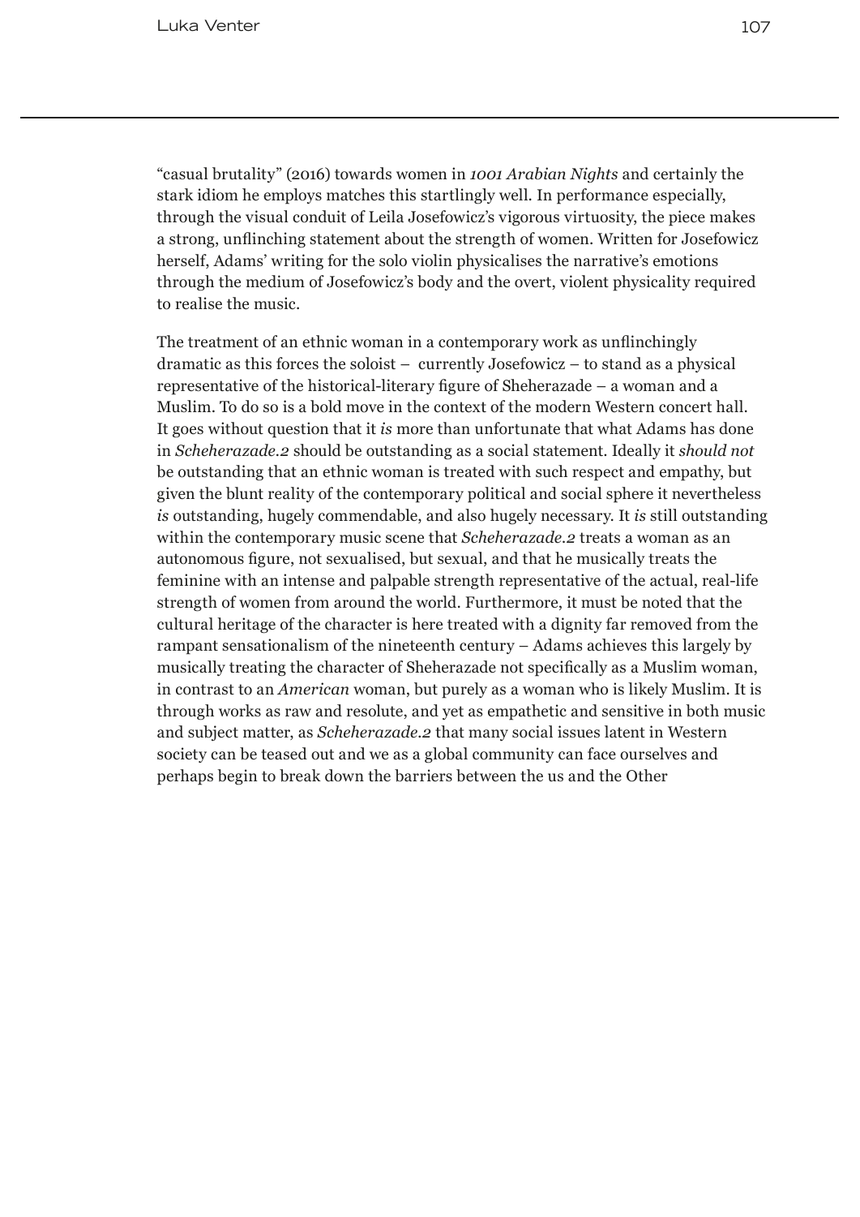"casual brutality" (2016) towards women in *1001 Arabian Nights* and certainly the stark idiom he employs matches this startlingly well. In performance especially, through the visual conduit of Leila Josefowicz's vigorous virtuosity, the piece makes a strong, unflinching statement about the strength of women. Written for Josefowicz herself, Adams' writing for the solo violin physicalises the narrative's emotions through the medium of Josefowicz's body and the overt, violent physicality required to realise the music.

The treatment of an ethnic woman in a contemporary work as unflinchingly dramatic as this forces the soloist – currently Josefowicz – to stand as a physical representative of the historical-literary figure of Sheherazade – a woman and a Muslim. To do so is a bold move in the context of the modern Western concert hall. It goes without question that it *is* more than unfortunate that what Adams has done in *Scheherazade.2* should be outstanding as a social statement. Ideally it *should not* be outstanding that an ethnic woman is treated with such respect and empathy, but given the blunt reality of the contemporary political and social sphere it nevertheless *is* outstanding, hugely commendable, and also hugely necessary. It *is* still outstanding within the contemporary music scene that *Scheherazade.2* treats a woman as an autonomous figure, not sexualised, but sexual, and that he musically treats the feminine with an intense and palpable strength representative of the actual, real-life strength of women from around the world. Furthermore, it must be noted that the cultural heritage of the character is here treated with a dignity far removed from the rampant sensationalism of the nineteenth century – Adams achieves this largely by musically treating the character of Sheherazade not specifically as a Muslim woman, in contrast to an *American* woman, but purely as a woman who is likely Muslim. It is through works as raw and resolute, and yet as empathetic and sensitive in both music and subject matter, as *Scheherazade.2* that many social issues latent in Western society can be teased out and we as a global community can face ourselves and perhaps begin to break down the barriers between the us and the Other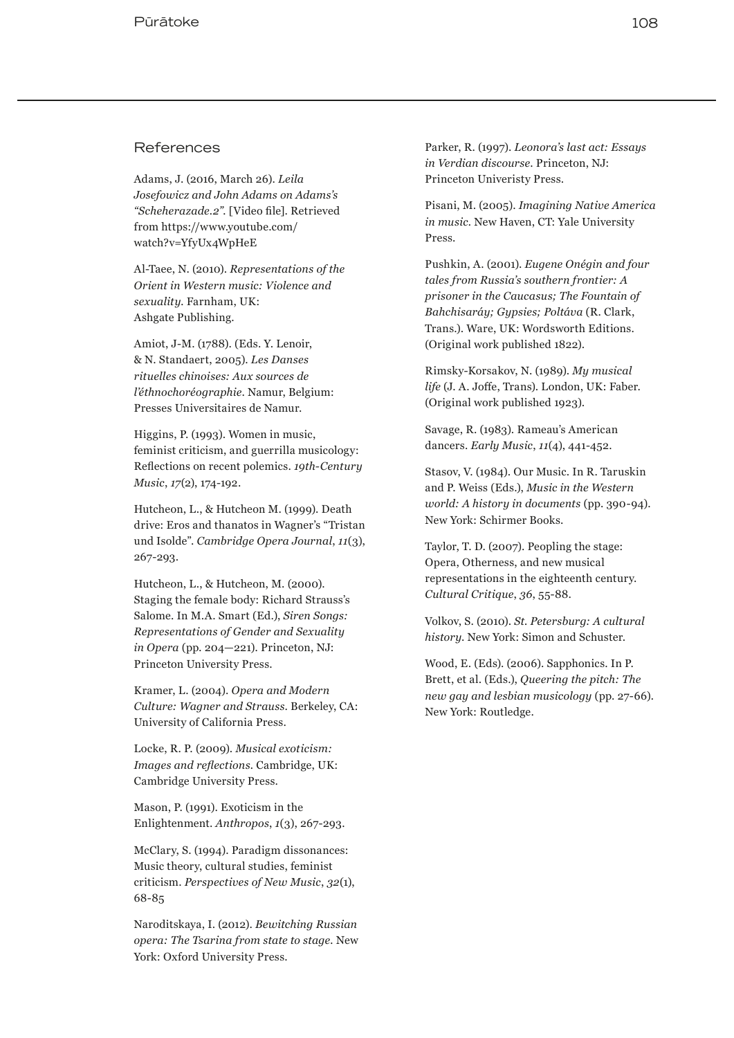## References

Adams, J. (2016, March 26). *Leila Josefowicz and John Adams on Adams's "Scheherazade.2"*. [Video file]. Retrieved from https://www.youtube.com/watch?v=YfyUx4WpHeE

Al-Taee, N. (2010). *Representations of the Orient in Western music: Violence and sexuality*. Farnham, UK: Ashgate Publishing.

Amiot, J-M. (1788). (Eds. Y. Lenoir, & N. Standaert, 2005). *Les Danses rituelles chinoises: Aux sources de l'éthnochoréographie*. Namur, Belgium: Presses Universitaires de Namur.

Higgins, P. (1993). Women in music, feminist criticism, and guerrilla musicology: Reflections on recent polemics. *19th-Century Music*, *17*(2), 174-192.

Hutcheon, L., & Hutcheon M. (1999). Death drive: Eros and thanatos in Wagner's "Tristan und Isolde". *Cambridge Opera Journal*, *11*(3), 267-293.

Hutcheon, L., & Hutcheon, M. (2000). Staging the female body: Richard Strauss's Salome. In M.A. Smart (Ed.), *Siren Songs: Representations of Gender and Sexuality in Opera* (pp. 204—221). Princeton, NJ: Princeton University Press.

Kramer, L. (2004). *Opera and Modern Culture: Wagner and Strauss*. Berkeley, CA: University of California Press.

Locke, R. P. (2009). *Musical exoticism: Images and reflections*. Cambridge, UK: Cambridge University Press.

Mason, P. (1991). Exoticism in the Enlightenment. *Anthropos*, *1*(3), 267-293.

McClary, S. (1994). Paradigm dissonances: Music theory, cultural studies, feminist criticism. *Perspectives of New Music*, *32*(1), 68-85

Naroditskaya, I. (2012). *Bewitching Russian opera: The Tsarina from state to stage*. New York: Oxford University Press.

Parker, R. (1997). *Leonora's last act: Essays in Verdian discourse*. Princeton, NJ: Princeton Univeristy Press.

Pisani, M. (2005). *Imagining Native America in music*. New Haven, CT: Yale University Press.

Pushkin, A. (2001). *Eugene Onégin and four tales from Russia's southern frontier: A prisoner in the Caucasus; The Fountain of Bahchisaráy; Gypsies; Poltáva* (R. Clark, Trans.). Ware, UK: Wordsworth Editions. (Original work published 1822).

Rimsky-Korsakov, N. (1989). *My musical life* (J. A. Joffe, Trans). London, UK: Faber. (Original work published 1923).

Savage, R. (1983). Rameau's American dancers. *Early Music*, *11*(4), 441-452.

Stasov, V. (1984). Our Music. In R. Taruskin and P. Weiss (Eds.), *Music in the Western world: A history in documents* (pp. 390-94). New York: Schirmer Books.

Taylor, T. D. (2007). Peopling the stage: Opera, Otherness, and new musical representations in the eighteenth century. *Cultural Critique*, *36*, 55-88.

Volkov, S. (2010). *St. Petersburg: A cultural history*. New York: Simon and Schuster.

Wood, E. (Eds). (2006). Sapphonics. In P. Brett, et al. (Eds.), *Queering the pitch: The new gay and lesbian musicology* (pp. 27-66). New York: Routledge.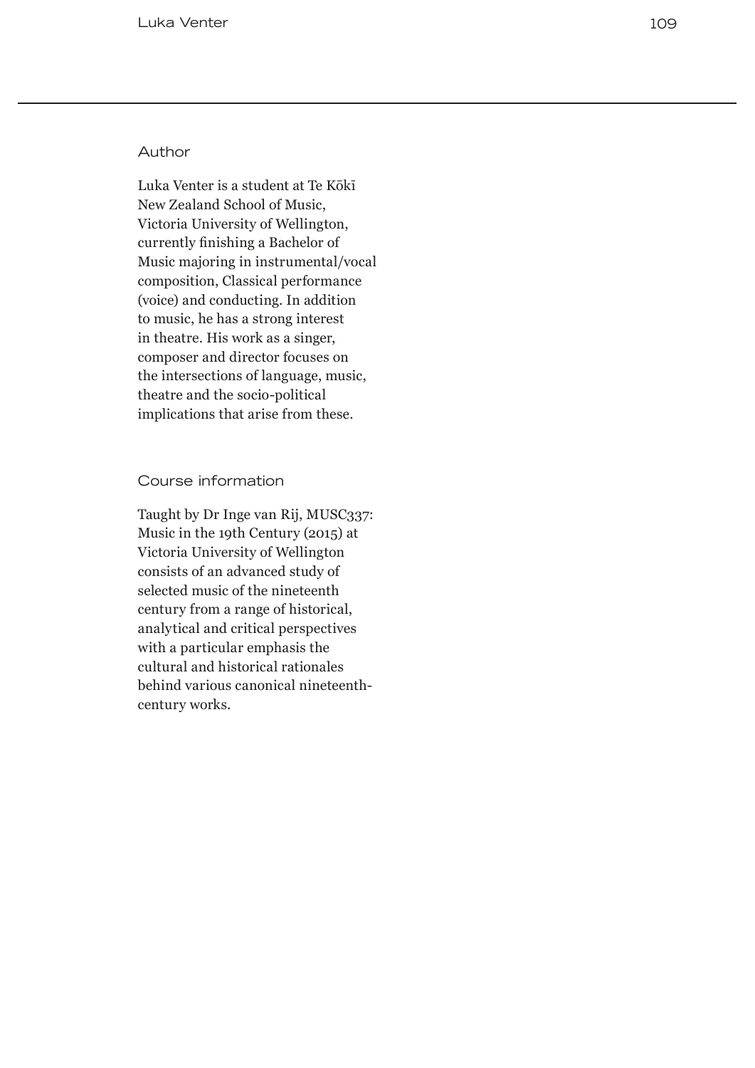## Author

Luka Venter is a student at Te Kōkī New Zealand School of Music, Victoria University of Wellington, currently finishing a Bachelor of Music majoring in instrumental/vocal composition, Classical performance (voice) and conducting. In addition to music, he has a strong interest in theatre. His work as a singer, composer and director focuses on the intersections of language, music, theatre and the socio-political implications that arise from these.

## Course information

Taught by Dr Inge van Rij, MUSC337: Music in the 19th Century (2015) at Victoria University of Wellington consists of an advanced study of selected music of the nineteenth century from a range of historical, analytical and critical perspectives with a particular emphasis the cultural and historical rationales behind various canonical nineteenth-century works.